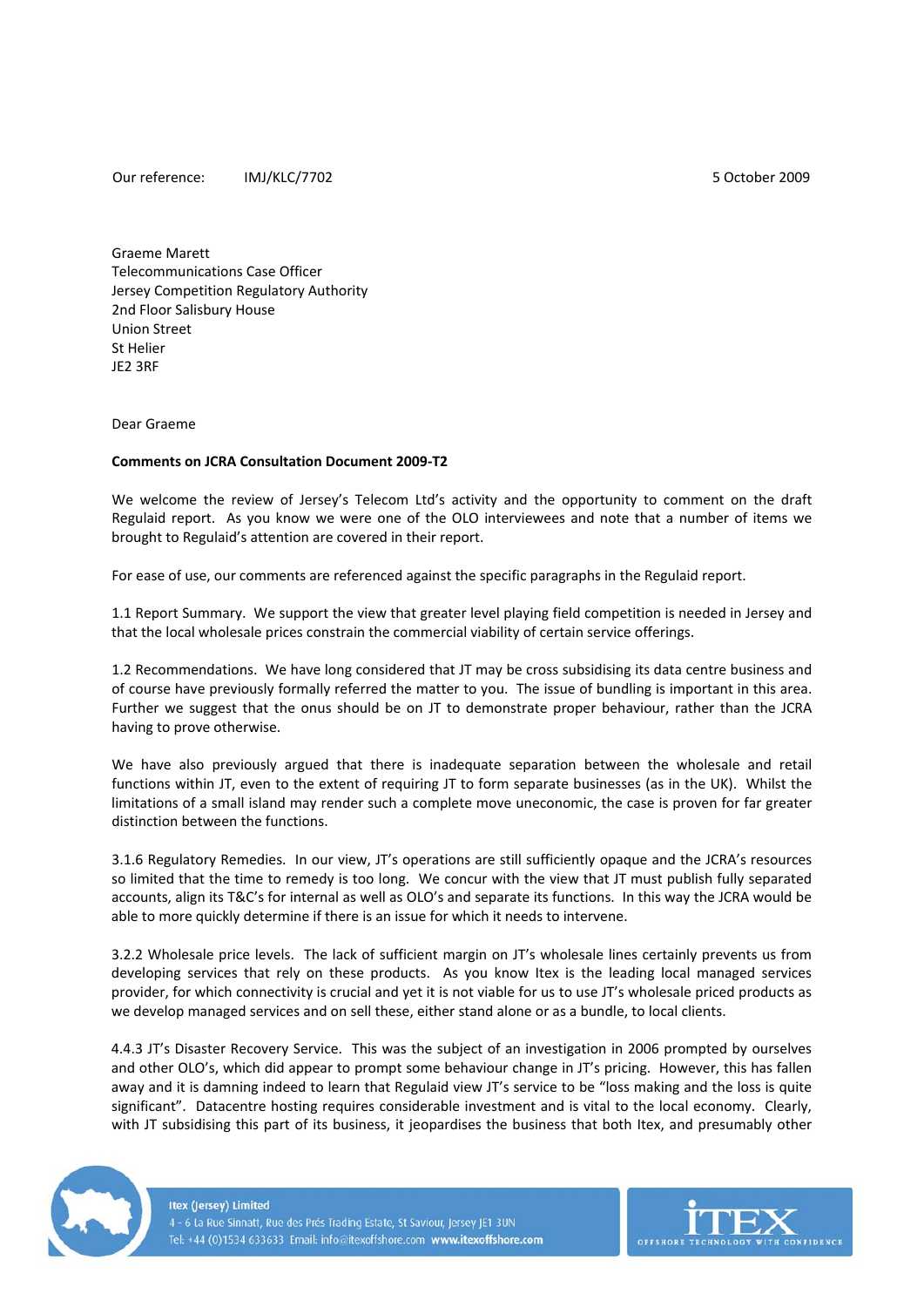Our reference: IMJ/KLC/7702 5 October 2009

Graeme Marett
Telecommunications Case Officer
Jersey Competition Regulatory Authority
2nd Floor Salisbury House
Union Street
St Helier
JE2 3RF

Dear Graeme

**Comments on JCRA Consultation Document 2009-T2**

We welcome the review of Jersey's Telecom Ltd's activity and the opportunity to comment on the draft Regulaid report. As you know we were one of the OLO interviewees and note that a number of items we brought to Regulaid's attention are covered in their report.

For ease of use, our comments are referenced against the specific paragraphs in the Regulaid report.

1.1 Report Summary. We support the view that greater level playing field competition is needed in Jersey and that the local wholesale prices constrain the commercial viability of certain service offerings.

1.2 Recommendations. We have long considered that JT may be cross subsidising its data centre business and of course have previously formally referred the matter to you. The issue of bundling is important in this area. Further we suggest that the onus should be on JT to demonstrate proper behaviour, rather than the JCRA having to prove otherwise.

We have also previously argued that there is inadequate separation between the wholesale and retail functions within JT, even to the extent of requiring JT to form separate businesses (as in the UK). Whilst the limitations of a small island may render such a complete move uneconomic, the case is proven for far greater distinction between the functions.

3.1.6 Regulatory Remedies. In our view, JT's operations are still sufficiently opaque and the JCRA's resources so limited that the time to remedy is too long. We concur with the view that JT must publish fully separated accounts, align its T&C's for internal as well as OLO's and separate its functions. In this way the JCRA would be able to more quickly determine if there is an issue for which it needs to intervene.

3.2.2 Wholesale price levels. The lack of sufficient margin on JT's wholesale lines certainly prevents us from developing services that rely on these products. As you know Itex is the leading local managed services provider, for which connectivity is crucial and yet it is not viable for us to use JT's wholesale priced products as we develop managed services and on sell these, either stand alone or as a bundle, to local clients.

4.4.3 JT's Disaster Recovery Service. This was the subject of an investigation in 2006 prompted by ourselves and other OLO's, which did appear to prompt some behaviour change in JT's pricing. However, this has fallen away and it is damning indeed to learn that Regulaid view JT's service to be "loss making and the loss is quite significant". Datacentre hosting requires considerable investment and is vital to the local economy. Clearly, with JT subsidising this part of its business, it jeopardises the business that both Itex, and presumably other

Itex (Jersey) Limited
4 - 6 La Rue Sinnatt, Rue des Prés Trading Estate, St Saviour, Jersey JE1 3UN
Tel: +44 (0)1534 633633 Email: info@itexoffshore.com www.itexoffshore.com

ITEX OFFSHORE TECHNOLOGY WITH CONFIDENCE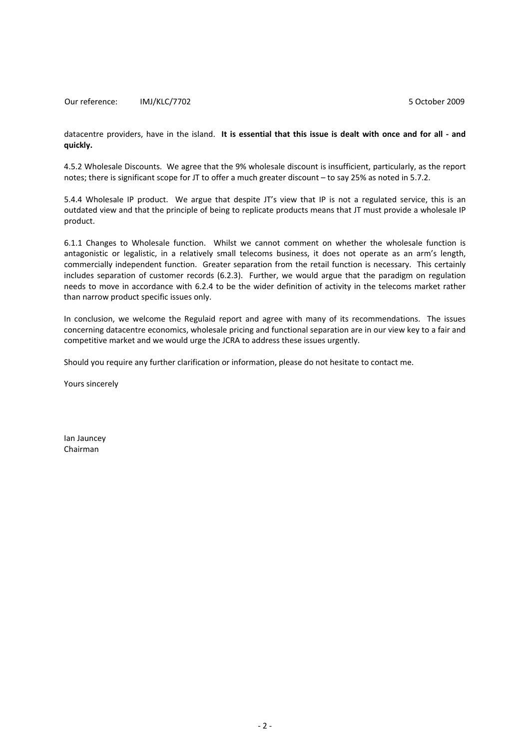Our reference: IMJ/KLC/7702 5 October 2009

datacentre providers, have in the island. **It is essential that this issue is dealt with once and for all - and quickly.**

4.5.2 Wholesale Discounts. We agree that the 9% wholesale discount is insufficient, particularly, as the report notes; there is significant scope for JT to offer a much greater discount – to say 25% as noted in 5.7.2.

5.4.4 Wholesale IP product. We argue that despite JT's view that IP is not a regulated service, this is an outdated view and that the principle of being to replicate products means that JT must provide a wholesale IP product.

6.1.1 Changes to Wholesale function. Whilst we cannot comment on whether the wholesale function is antagonistic or legalistic, in a relatively small telecoms business, it does not operate as an arm's length, commercially independent function. Greater separation from the retail function is necessary. This certainly includes separation of customer records (6.2.3). Further, we would argue that the paradigm on regulation needs to move in accordance with 6.2.4 to be the wider definition of activity in the telecoms market rather than narrow product specific issues only.

In conclusion, we welcome the Regulaid report and agree with many of its recommendations. The issues concerning datacentre economics, wholesale pricing and functional separation are in our view key to a fair and competitive market and we would urge the JCRA to address these issues urgently.

Should you require any further clarification or information, please do not hesitate to contact me.

Yours sincerely

Ian Jauncey
Chairman